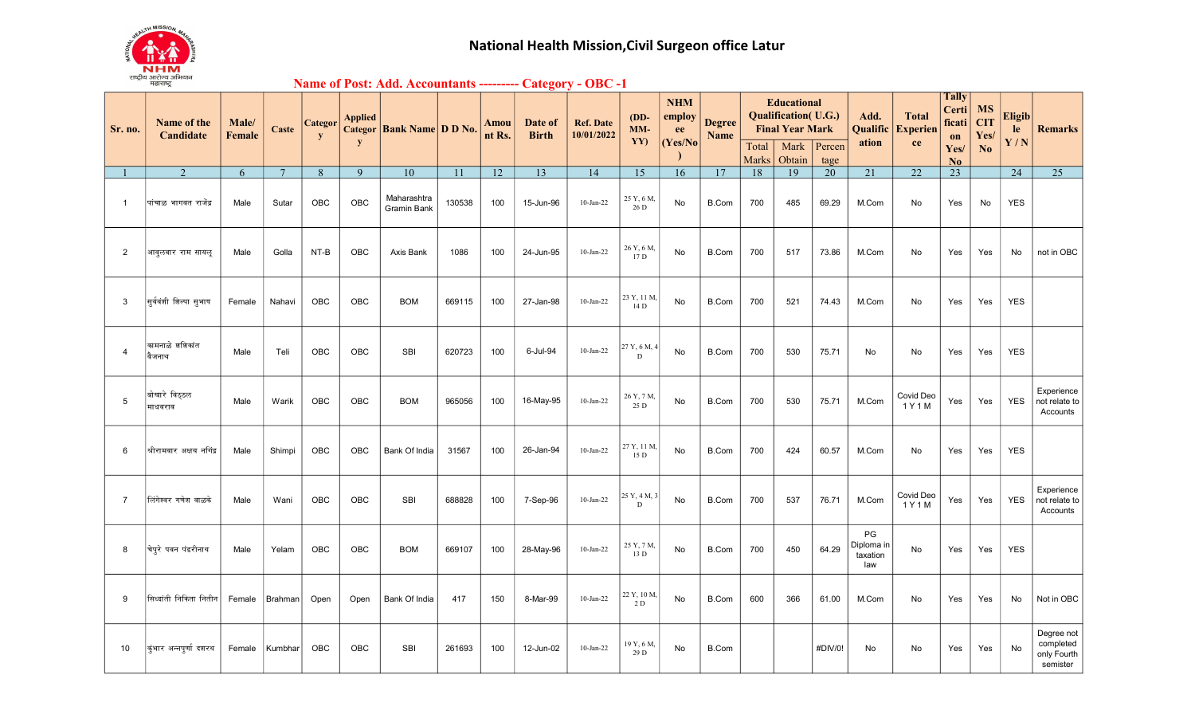# National Health Mission,Civil Surgeon office Latur

## Name of Post: Add. Accountants --------- Category - OBC -1

| Sr. no. | Name of the Candidate | Male/ Female | Caste | Category | Applied Category | Bank Name | D D No. | Amount Rs. | Date of Birth | Ref. Date 10/01/2022 | (DD-MM-YY) | NHM employee (Yes/No) | Degree Name | Educational Qualification( U.G.) Final Year Mark | | | Add. Qualification | Total Experience | Tally Certification Yes/ No | MS CIT Yes/ No | Eligible Y / N | Remarks |
|---|---|---|---|---|---|---|---|---|---|---|---|---|---|---|---|---|---|---|---|---|---|---|
| | | | | | | | | | | | | | | Total Marks | Mark Obtain | Percentage | | | | | | |
| 1 | 2 | 6 | 7 | 8 | 9 | 10 | 11 | 12 | 13 | 14 | 15 | 16 | 17 | 18 | 19 | 20 | 21 | 22 | 23 | | 24 | 25 |
| 1 | पांचाळ भागवत राजेंद्र | Male | Sutar | OBC | OBC | Maharashtra Gramin Bank | 130538 | 100 | 15-Jun-96 | 10-Jan-22 | 25 Y, 6 M, 26 D | No | B.Com | 700 | 485 | 69.29 | M.Com | No | Yes | No | YES | |
| 2 | आवुलवार राम सायलू | Male | Golla | NT-B | OBC | Axis Bank | 1086 | 100 | 24-Jun-95 | 10-Jan-22 | 26 Y, 6 M, 17 D | No | B.Com | 700 | 517 | 73.86 | M.Com | No | Yes | Yes | No | not in OBC |
| 3 | सुर्यवंशी शिल्पा सुभाष | Female | Nahavi | OBC | OBC | BOM | 669115 | 100 | 27-Jan-98 | 10-Jan-22 | 23 Y, 11 M, 14 D | No | B.Com | 700 | 521 | 74.43 | M.Com | No | Yes | Yes | YES | |
| 4 | कामनाळे शशिकांत वैजनाथ | Male | Teli | OBC | OBC | SBI | 620723 | 100 | 6-Jul-94 | 10-Jan-22 | 27 Y, 6 M, 4 D | No | B.Com | 700 | 530 | 75.71 | No | No | Yes | Yes | YES | |
| 5 | बोथारे विठ्ठल माधवराव | Male | Warik | OBC | OBC | BOM | 965056 | 100 | 16-May-95 | 10-Jan-22 | 26 Y, 7 M, 25 D | No | B.Com | 700 | 530 | 75.71 | M.Com | Covid Deo 1 Y 1 M | Yes | Yes | YES | Experience not relate to Accounts |
| 6 | श्रीरामवार अक्षय नगिंद्र | Male | Shimpi | OBC | OBC | Bank Of India | 31567 | 100 | 26-Jan-94 | 10-Jan-22 | 27 Y, 11 M, 15 D | No | B.Com | 700 | 424 | 60.57 | M.Com | No | Yes | Yes | YES | |
| 7 | लिंगेश्वर गणेश वाळके | Male | Wani | OBC | OBC | SBI | 688828 | 100 | 7-Sep-96 | 10-Jan-22 | 25 Y, 4 M, 3 D | No | B.Com | 700 | 537 | 76.71 | M.Com | Covid Deo 1 Y 1 M | Yes | Yes | YES | Experience not relate to Accounts |
| 8 | चेपुरे पवन पंढरीनाथ | Male | Yelam | OBC | OBC | BOM | 669107 | 100 | 28-May-96 | 10-Jan-22 | 25 Y, 7 M, 13 D | No | B.Com | 700 | 450 | 64.29 | PG Diploma in taxation law | No | Yes | Yes | YES | |
| 9 | सिध्दांती निकिता नितीन | Female | Brahman | Open | Open | Bank Of India | 417 | 150 | 8-Mar-99 | 10-Jan-22 | 22 Y, 10 M, 2 D | No | B.Com | 600 | 366 | 61.00 | M.Com | No | Yes | Yes | No | Not in OBC |
| 10 | कुंभार अन्नपुर्णा दशरथ | Female | Kumbhar | OBC | OBC | SBI | 261693 | 100 | 12-Jun-02 | 10-Jan-22 | 19 Y, 6 M, 29 D | No | B.Com | | | #DIV/0! | No | No | Yes | Yes | No | Degree not completed only Fourth semister |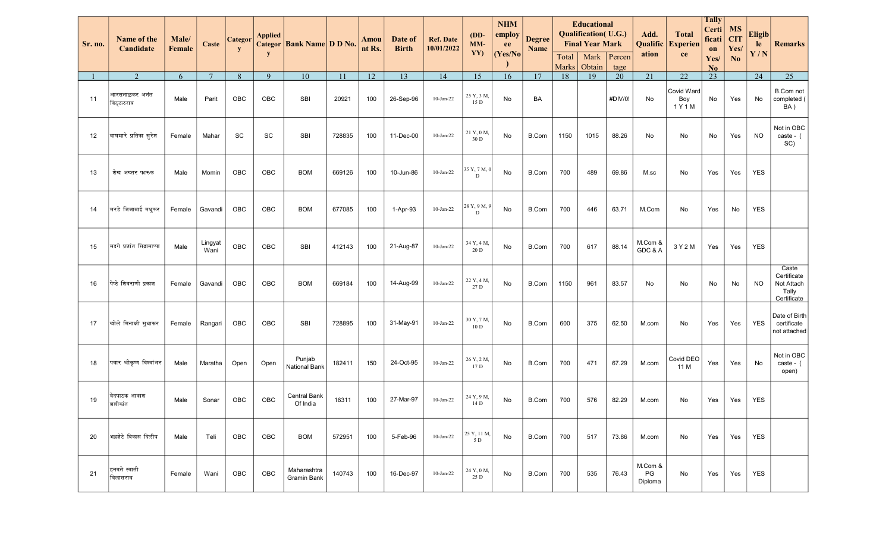| Sr. no. | Name of the Candidate | Male/ Female | Caste | Category | Applied Category | Bank Name | D D No. | Amount Rs. | Date of Birth | Ref. Date 10/01/2022 | (DD-MM-YY) | NHM employee (Yes/No) | Degree Name | Educational Qualification( U.G.) Final Year Mark | | | Add. Qualification | Total Experience | Tally Certification Yes/ No | MS CIT Yes/ No | Eligible Y / N | Remarks |
|---|---|---|---|---|---|---|---|---|---|---|---|---|---|---|---|---|---|---|---|---|---|---|
| | | | | | | | | | | | | | | Total Marks | Mark Obtain | Percentage | | | | | | |
| 1 | 2 | 6 | 7 | 8 | 9 | 10 | 11 | 12 | 13 | 14 | 15 | 16 | 17 | 18 | 19 | 20 | 21 | 22 | 23 | | 24 | 25 |
| 11 | आरसनाळकर अनंत विठ्ठलराव | Male | Parit | OBC | OBC | SBI | 20921 | 100 | 26-Sep-96 | 10-Jan-22 | 25 Y, 3 M, 15 D | No | BA | | | #DIV/0! | No | Covid Ward Boy 1 Y 1 M | No | Yes | No | B.Com not completed ( BA ) |
| 12 | वाघमारे प्रतिक्षा सुरेश | Female | Mahar | SC | SC | SBI | 728835 | 100 | 11-Dec-00 | 10-Jan-22 | 21 Y, 0 M, 30 D | No | B.Com | 1150 | 1015 | 88.26 | No | No | No | Yes | NO | Not in OBC caste - ( SC) |
| 13 | शेख अख्तर फारुक | Male | Momin | OBC | OBC | BOM | 669126 | 100 | 10-Jun-86 | 10-Jan-22 | 35 Y, 7 M, 0 D | No | B.Com | 700 | 489 | 69.86 | M.sc | No | Yes | Yes | YES | |
| 14 | मरडे जिजाबाई मधुकर | Female | Gavandi | OBC | OBC | BOM | 677085 | 100 | 1-Apr-93 | 10-Jan-22 | 28 Y, 9 M, 9 D | No | B.Com | 700 | 446 | 63.71 | M.Com | No | Yes | No | YES | |
| 15 | मदगे प्रशांत सिद्रामाप्पा | Male | Lingyat Wani | OBC | OBC | SBI | 412143 | 100 | 21-Aug-87 | 10-Jan-22 | 34 Y, 4 M, 20 D | No | B.Com | 700 | 617 | 88.14 | M.Com & GDC & A | 3 Y 2 M | Yes | Yes | YES | |
| 16 | पेण्टे शिवरांणी प्रकाश | Female | Gavandi | OBC | OBC | BOM | 669184 | 100 | 14-Aug-99 | 10-Jan-22 | 22 Y, 4 M, 27 D | No | B.Com | 1150 | 961 | 83.57 | No | No | No | No | NO | Caste Certificate Not Attach Tally Certificate |
| 17 | खोले मिनाक्षी सुधाकर | Female | Rangari | OBC | OBC | SBI | 728895 | 100 | 31-May-91 | 10-Jan-22 | 30 Y, 7 M, 10 D | No | B.Com | 600 | 375 | 62.50 | M.com | No | Yes | Yes | YES | Date of Birth certificate not attached |
| 18 | पवार श्रीकृष्ण विश्वांभर | Male | Maratha | Open | Open | Punjab National Bank | 182411 | 150 | 24-Oct-95 | 10-Jan-22 | 26 Y, 2 M, 17 D | No | B.Com | 700 | 471 | 67.29 | M.com | Covid DEO 11 M | Yes | Yes | No | Not in OBC caste - ( open) |
| 19 | वेदपाठक आकाश शशीकांत | Male | Sonar | OBC | OBC | Central Bank Of India | 16311 | 100 | 27-Mar-97 | 10-Jan-22 | 24 Y, 9 M, 14 D | No | B.Com | 700 | 576 | 82.29 | M.com | No | Yes | Yes | YES | |
| 20 | भद्रशेटे विकास दिलीप | Male | Teli | OBC | OBC | BOM | 572951 | 100 | 5-Feb-96 | 10-Jan-22 | 25 Y, 11 M, 5 D | No | B.Com | 700 | 517 | 73.86 | M.com | No | Yes | Yes | YES | |
| 21 | हनवते स्वाती विलासराव | Female | Wani | OBC | OBC | Maharashtra Gramin Bank | 140743 | 100 | 16-Dec-97 | 10-Jan-22 | 24 Y, 0 M, 25 D | No | B.Com | 700 | 535 | 76.43 | M.Com & PG Diploma | No | Yes | Yes | YES | |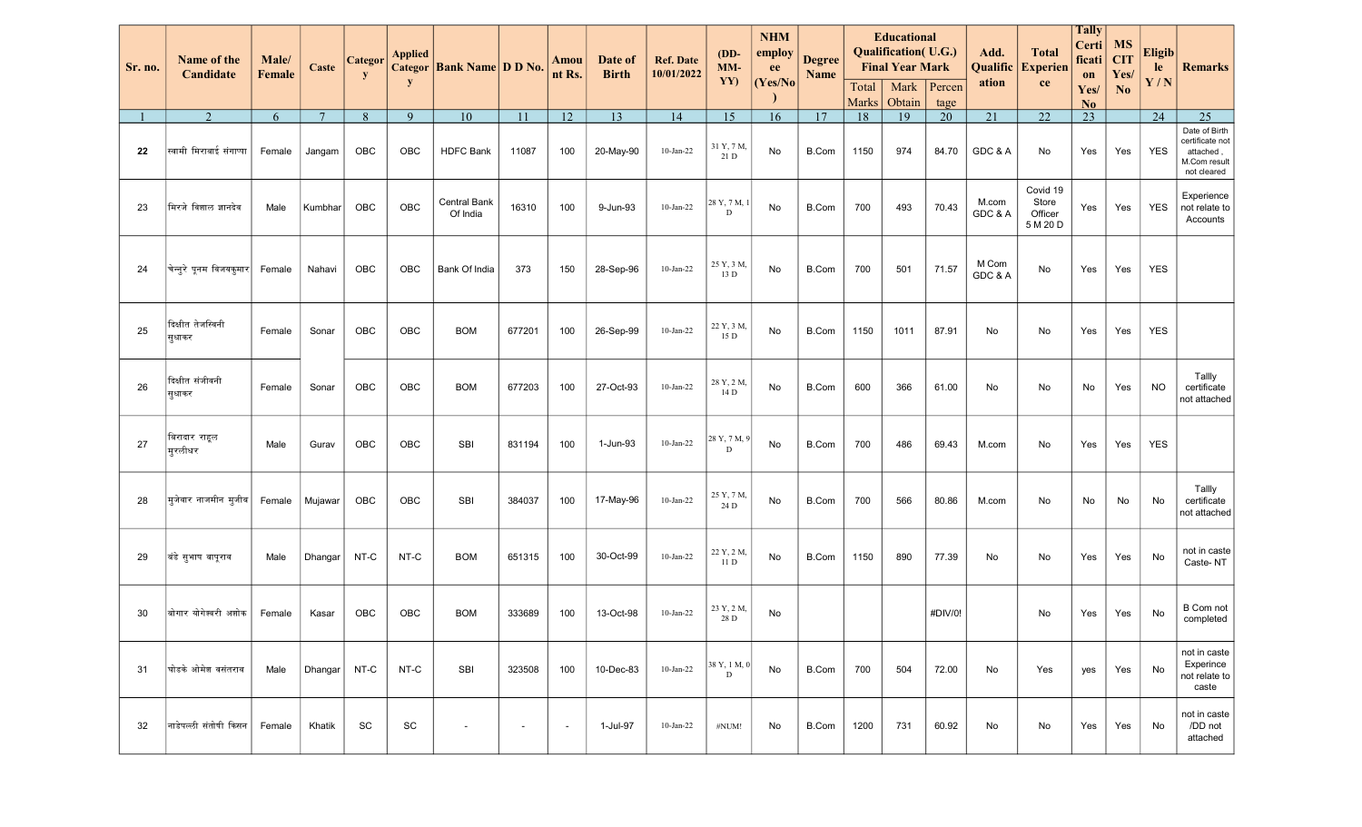| Sr. no. | Name of the Candidate | Male/ Female | Caste | Category | Applied Category | Bank Name | D D No. | Amount Rs. | Date of Birth | Ref. Date 10/01/2022 | (DD-MM-YY) | NHM employee (Yes/No) | Degree Name | Educational Qualification( U.G.) Final Year Mark | | | Add. Qualification | Total Experience | Tally Certification Yes/ No | MS CIT Yes/ No | Eligible Y / N | Remarks |
|---|---|---|---|---|---|---|---|---|---|---|---|---|---|---|---|---|---|---|---|---|---|---|
| | | | | | | | | | | | | | | Total Marks | Mark Obtain | Percentage | | | | | | |
| 1 | 2 | 6 | 7 | 8 | 9 | 10 | 11 | 12 | 13 | 14 | 15 | 16 | 17 | 18 | 19 | 20 | 21 | 22 | 23 | | 24 | 25 |
| 22 | स्वामी मिराबाई संगाप्पा | Female | Jangam | OBC | OBC | HDFC Bank | 11087 | 100 | 20-May-90 | 10-Jan-22 | 31 Y, 7 M, 21 D | No | B.Com | 1150 | 974 | 84.70 | GDC & A | No | Yes | Yes | YES | Date of Birth certificate not attached , M.Com result not cleared |
| 23 | मिरजे विशाल ज्ञानदेव | Male | Kumbhar | OBC | OBC | Central Bank Of India | 16310 | 100 | 9-Jun-93 | 10-Jan-22 | 28 Y, 7 M, 1 D | No | B.Com | 700 | 493 | 70.43 | M.com GDC & A | Covid 19 Store Officer 5 M 20 D | Yes | Yes | YES | Experience not relate to Accounts |
| 24 | चेन्नुरे पूनम विजयकुमार | Female | Nahavi | OBC | OBC | Bank Of India | 373 | 150 | 28-Sep-96 | 10-Jan-22 | 25 Y, 3 M, 13 D | No | B.Com | 700 | 501 | 71.57 | M Com GDC & A | No | Yes | Yes | YES | |
| 25 | दिक्षीत तेजस्विनी सुधाकर | Female | Sonar | OBC | OBC | BOM | 677201 | 100 | 26-Sep-99 | 10-Jan-22 | 22 Y, 3 M, 15 D | No | B.Com | 1150 | 1011 | 87.91 | No | No | Yes | Yes | YES | |
| 26 | दिक्षीत संजीवनी सुधाकर | Female | Sonar | OBC | OBC | BOM | 677203 | 100 | 27-Oct-93 | 10-Jan-22 | 28 Y, 2 M, 14 D | No | B.Com | 600 | 366 | 61.00 | No | No | No | Yes | NO | Tallly certificate not attached |
| 27 | विरादार राहूल मुरलीधर | Male | Gurav | OBC | OBC | SBI | 831194 | 100 | 1-Jun-93 | 10-Jan-22 | 28 Y, 7 M, 9 D | No | B.Com | 700 | 486 | 69.43 | M.com | No | Yes | Yes | YES | |
| 28 | मुजेवार नाजमीन मुजीब | Female | Mujawar | OBC | OBC | SBI | 384037 | 100 | 17-May-96 | 10-Jan-22 | 25 Y, 7 M, 24 D | No | B.Com | 700 | 566 | 80.86 | M.com | No | No | No | No | Tallly certificate not attached |
| 29 | बंडे सुभाष बापूराव | Male | Dhangar | NT-C | NT-C | BOM | 651315 | 100 | 30-Oct-99 | 10-Jan-22 | 22 Y, 2 M, 11 D | No | B.Com | 1150 | 890 | 77.39 | No | No | Yes | Yes | No | not in caste Caste- NT |
| 30 | बोगार योगेश्वरी अशोक | Female | Kasar | OBC | OBC | BOM | 333689 | 100 | 13-Oct-98 | 10-Jan-22 | 23 Y, 2 M, 28 D | No | | | | #DIV/0! | | No | Yes | Yes | No | B Com not completed |
| 31 | घोडके ओमेश वसंतराव | Male | Dhangar | NT-C | NT-C | SBI | 323508 | 100 | 10-Dec-83 | 10-Jan-22 | 38 Y, 1 M, 0 D | No | B.Com | 700 | 504 | 72.00 | No | Yes | yes | Yes | No | not in caste Experince not relate to caste |
| 32 | नाडेपल्ली संतोषी किसन | Female | Khatik | SC | SC | - | - | - | 1-Jul-97 | 10-Jan-22 | #NUM! | No | B.Com | 1200 | 731 | 60.92 | No | No | Yes | Yes | No | not in caste /DD not attached |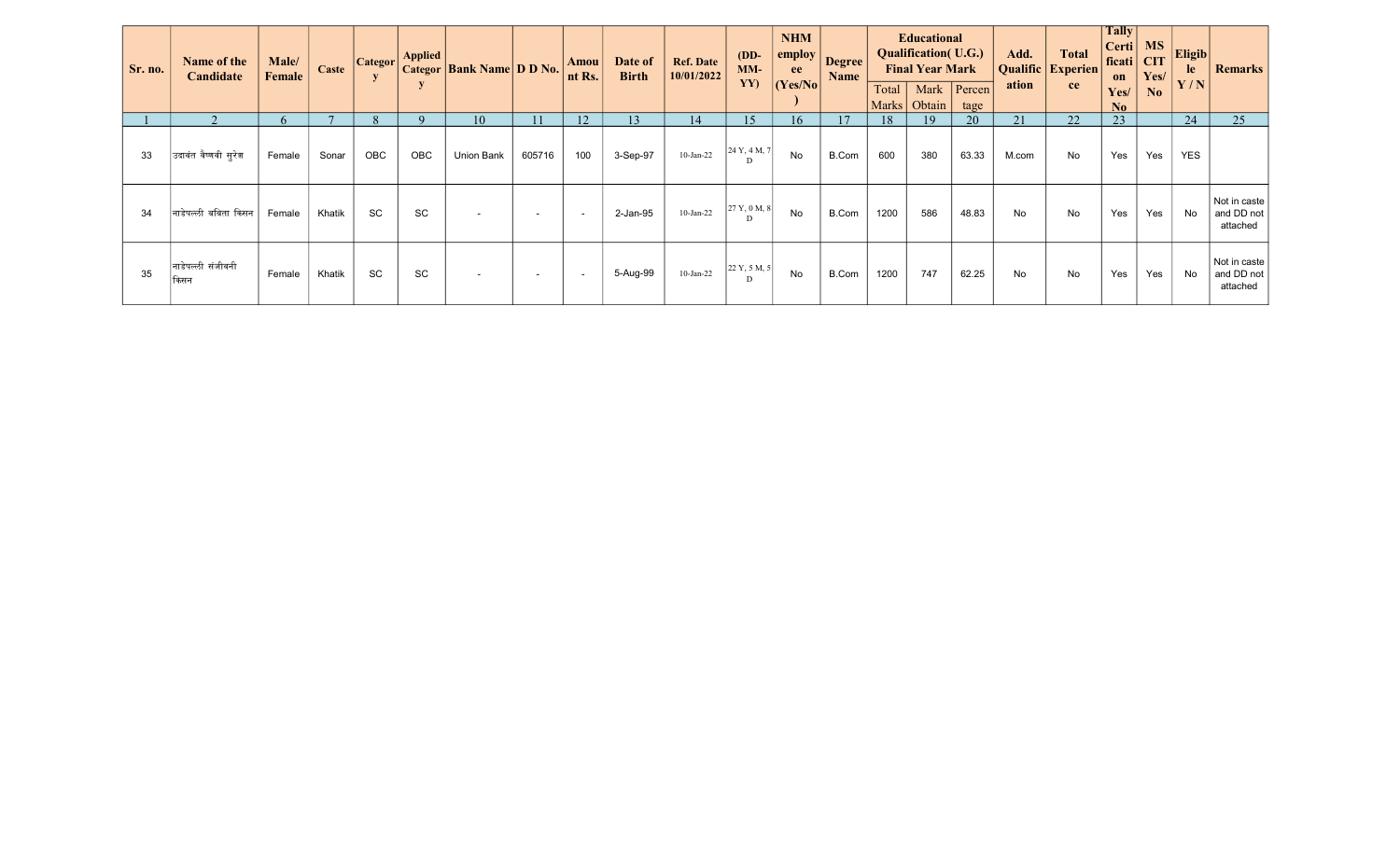| Sr. no. | Name of the Candidate | Male/ Female | Caste | Category | Applied Category | Bank Name | D D No. | Amount Rs. | Date of Birth | Ref. Date 10/01/2022 | (DD-MM-YY) | NHM employee (Yes/No) | Degree Name | Educational Qualification( U.G.) Final Year Mark | | | Add. Qualification | Total Experience | Tally Certification Yes/ No | MS CIT Yes/ No | Eligible Y / N | Remarks |
|---|---|---|---|---|---|---|---|---|---|---|---|---|---|---|---|---|---|---|---|---|---|---|
| | | | | | | | | | | | | | | Total Marks | Mark Obtain | Percentage | | | | | | |
| 1 | 2 | 6 | 7 | 8 | 9 | 10 | 11 | 12 | 13 | 14 | 15 | 16 | 17 | 18 | 19 | 20 | 21 | 22 | 23 | | 24 | 25 |
| 33 | उदावंत वैष्णवी सुरेश | Female | Sonar | OBC | OBC | Union Bank | 605716 | 100 | 3-Sep-97 | 10-Jan-22 | 24 Y, 4 M, 7 D | No | B.Com | 600 | 380 | 63.33 | M.com | No | Yes | Yes | YES | |
| 34 | नाडेपल्ली सविता किसन | Female | Khatik | SC | SC | - | - | - | 2-Jan-95 | 10-Jan-22 | 27 Y, 0 M, 8 D | No | B.Com | 1200 | 586 | 48.83 | No | No | Yes | Yes | No | Not in caste and DD not attached |
| 35 | नाडेपल्ली संजीवनी किसन | Female | Khatik | SC | SC | - | - | - | 5-Aug-99 | 10-Jan-22 | 22 Y, 5 M, 5 D | No | B.Com | 1200 | 747 | 62.25 | No | No | Yes | Yes | No | Not in caste and DD not attached |